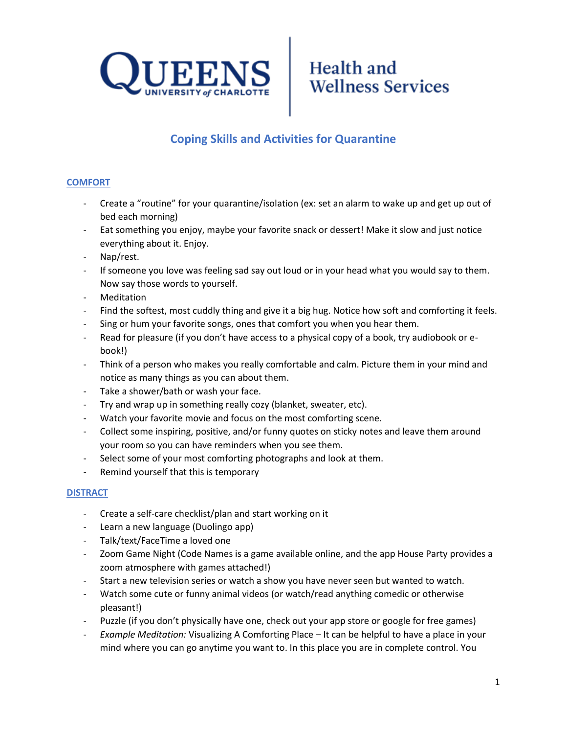Queens University of Charlotte | Health and Wellness Services

# Coping Skills and Activities for Quarantine

## COMFORT

- Create a "routine" for your quarantine/isolation (ex: set an alarm to wake up and get up out of bed each morning)
- Eat something you enjoy, maybe your favorite snack or dessert! Make it slow and just notice everything about it. Enjoy.
- Nap/rest.
- If someone you love was feeling sad say out loud or in your head what you would say to them. Now say those words to yourself.
- Meditation
- Find the softest, most cuddly thing and give it a big hug. Notice how soft and comforting it feels.
- Sing or hum your favorite songs, ones that comfort you when you hear them.
- Read for pleasure (if you don't have access to a physical copy of a book, try audiobook or e-book!)
- Think of a person who makes you really comfortable and calm. Picture them in your mind and notice as many things as you can about them.
- Take a shower/bath or wash your face.
- Try and wrap up in something really cozy (blanket, sweater, etc).
- Watch your favorite movie and focus on the most comforting scene.
- Collect some inspiring, positive, and/or funny quotes on sticky notes and leave them around your room so you can have reminders when you see them.
- Select some of your most comforting photographs and look at them.
- Remind yourself that this is temporary

## DISTRACT

- Create a self-care checklist/plan and start working on it
- Learn a new language (Duolingo app)
- Talk/text/FaceTime a loved one
- Zoom Game Night (Code Names is a game available online, and the app House Party provides a zoom atmosphere with games attached!)
- Start a new television series or watch a show you have never seen but wanted to watch.
- Watch some cute or funny animal videos (or watch/read anything comedic or otherwise pleasant!)
- Puzzle (if you don't physically have one, check out your app store or google for free games)
- *Example Meditation:* Visualizing A Comforting Place – It can be helpful to have a place in your mind where you can go anytime you want to. In this place you are in complete control. You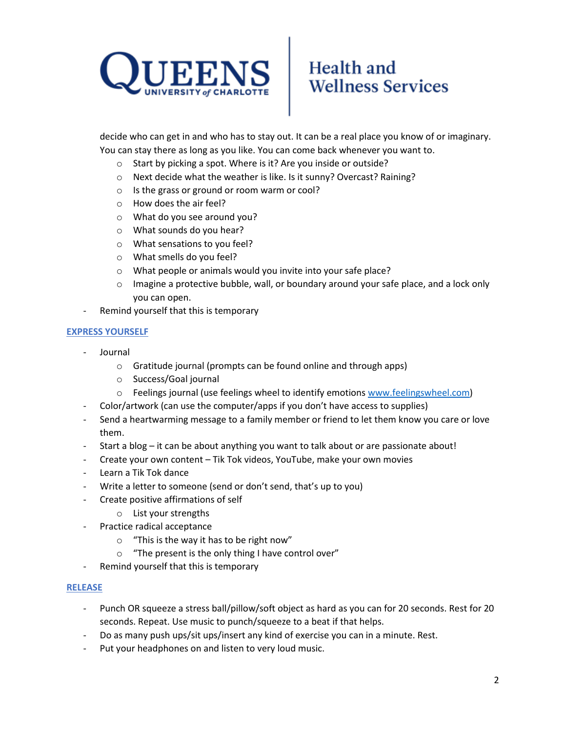decide who can get in and who has to stay out. It can be a real place you know of or imaginary. You can stay there as long as you like. You can come back whenever you want to.

  - Start by picking a spot. Where is it? Are you inside or outside?
  - Next decide what the weather is like. Is it sunny? Overcast? Raining?
  - Is the grass or ground or room warm or cool?
  - How does the air feel?
  - What do you see around you?
  - What sounds do you hear?
  - What sensations to you feel?
  - What smells do you feel?
  - What people or animals would you invite into your safe place?
  - Imagine a protective bubble, wall, or boundary around your safe place, and a lock only you can open.
- Remind yourself that this is temporary

## EXPRESS YOURSELF

- Journal
  - Gratitude journal (prompts can be found online and through apps)
  - Success/Goal journal
  - Feelings journal (use feelings wheel to identify emotions www.feelingswheel.com)
- Color/artwork (can use the computer/apps if you don't have access to supplies)
- Send a heartwarming message to a family member or friend to let them know you care or love them.
- Start a blog – it can be about anything you want to talk about or are passionate about!
- Create your own content – Tik Tok videos, YouTube, make your own movies
- Learn a Tik Tok dance
- Write a letter to someone (send or don't send, that's up to you)
- Create positive affirmations of self
  - List your strengths
- Practice radical acceptance
  - "This is the way it has to be right now"
  - "The present is the only thing I have control over"
- Remind yourself that this is temporary

## RELEASE

- Punch OR squeeze a stress ball/pillow/soft object as hard as you can for 20 seconds. Rest for 20 seconds. Repeat. Use music to punch/squeeze to a beat if that helps.
- Do as many push ups/sit ups/insert any kind of exercise you can in a minute. Rest.
- Put your headphones on and listen to very loud music.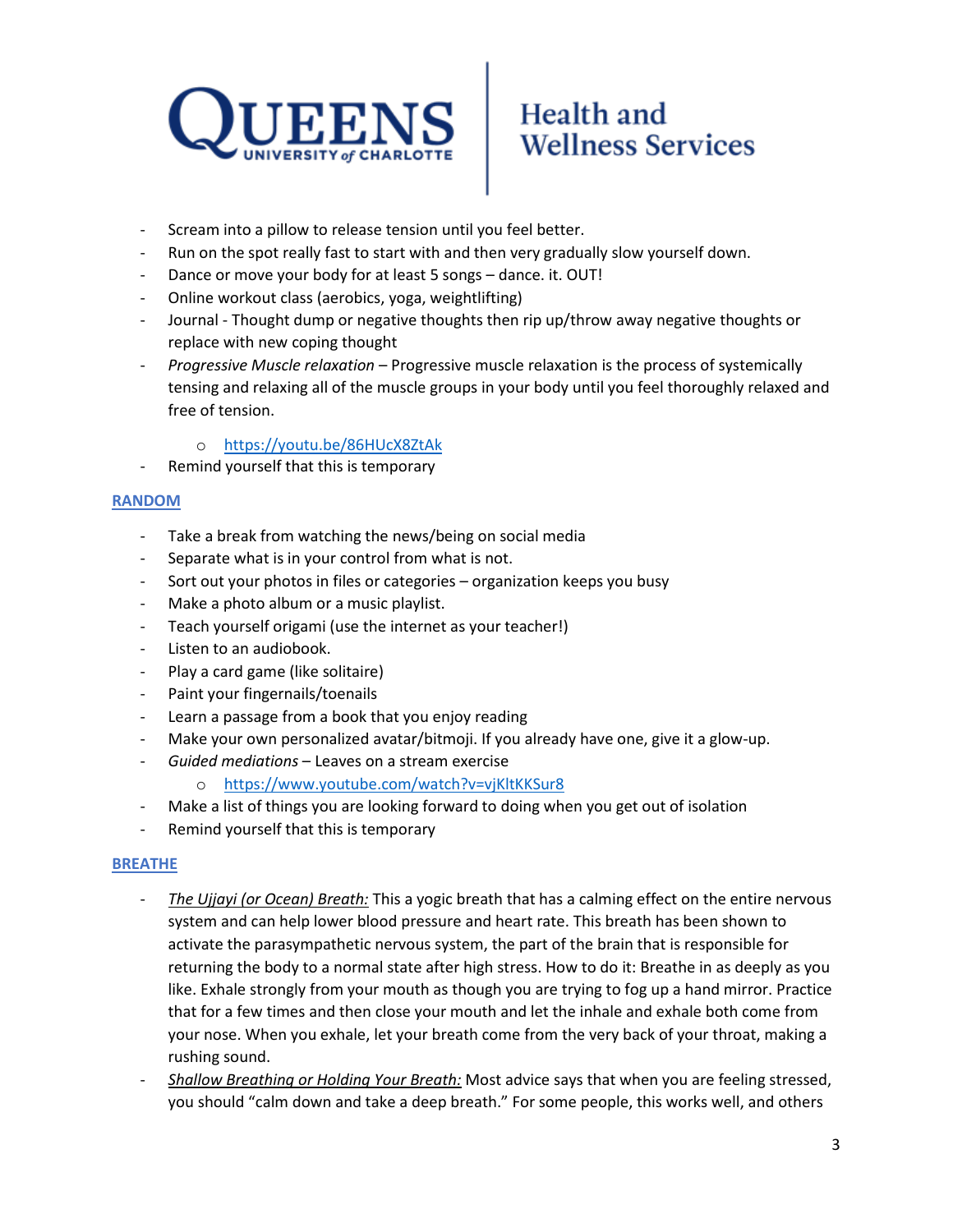- Scream into a pillow to release tension until you feel better.
- Run on the spot really fast to start with and then very gradually slow yourself down.
- Dance or move your body for at least 5 songs – dance. it. OUT!
- Online workout class (aerobics, yoga, weightlifting)
- Journal - Thought dump or negative thoughts then rip up/throw away negative thoughts or replace with new coping thought
- *Progressive Muscle relaxation* – Progressive muscle relaxation is the process of systemically tensing and relaxing all of the muscle groups in your body until you feel thoroughly relaxed and free of tension.
  - https://youtu.be/86HUcX8ZtAk
- Remind yourself that this is temporary

## RANDOM

- Take a break from watching the news/being on social media
- Separate what is in your control from what is not.
- Sort out your photos in files or categories – organization keeps you busy
- Make a photo album or a music playlist.
- Teach yourself origami (use the internet as your teacher!)
- Listen to an audiobook.
- Play a card game (like solitaire)
- Paint your fingernails/toenails
- Learn a passage from a book that you enjoy reading
- Make your own personalized avatar/bitmoji. If you already have one, give it a glow-up.
- *Guided mediations* – Leaves on a stream exercise
  - https://www.youtube.com/watch?v=vjKltKKSur8
- Make a list of things you are looking forward to doing when you get out of isolation
- Remind yourself that this is temporary

## BREATHE

- *The Ujjayi (or Ocean) Breath:* This a yogic breath that has a calming effect on the entire nervous system and can help lower blood pressure and heart rate. This breath has been shown to activate the parasympathetic nervous system, the part of the brain that is responsible for returning the body to a normal state after high stress. How to do it: Breathe in as deeply as you like. Exhale strongly from your mouth as though you are trying to fog up a hand mirror. Practice that for a few times and then close your mouth and let the inhale and exhale both come from your nose. When you exhale, let your breath come from the very back of your throat, making a rushing sound.
- *Shallow Breathing or Holding Your Breath:* Most advice says that when you are feeling stressed, you should "calm down and take a deep breath." For some people, this works well, and others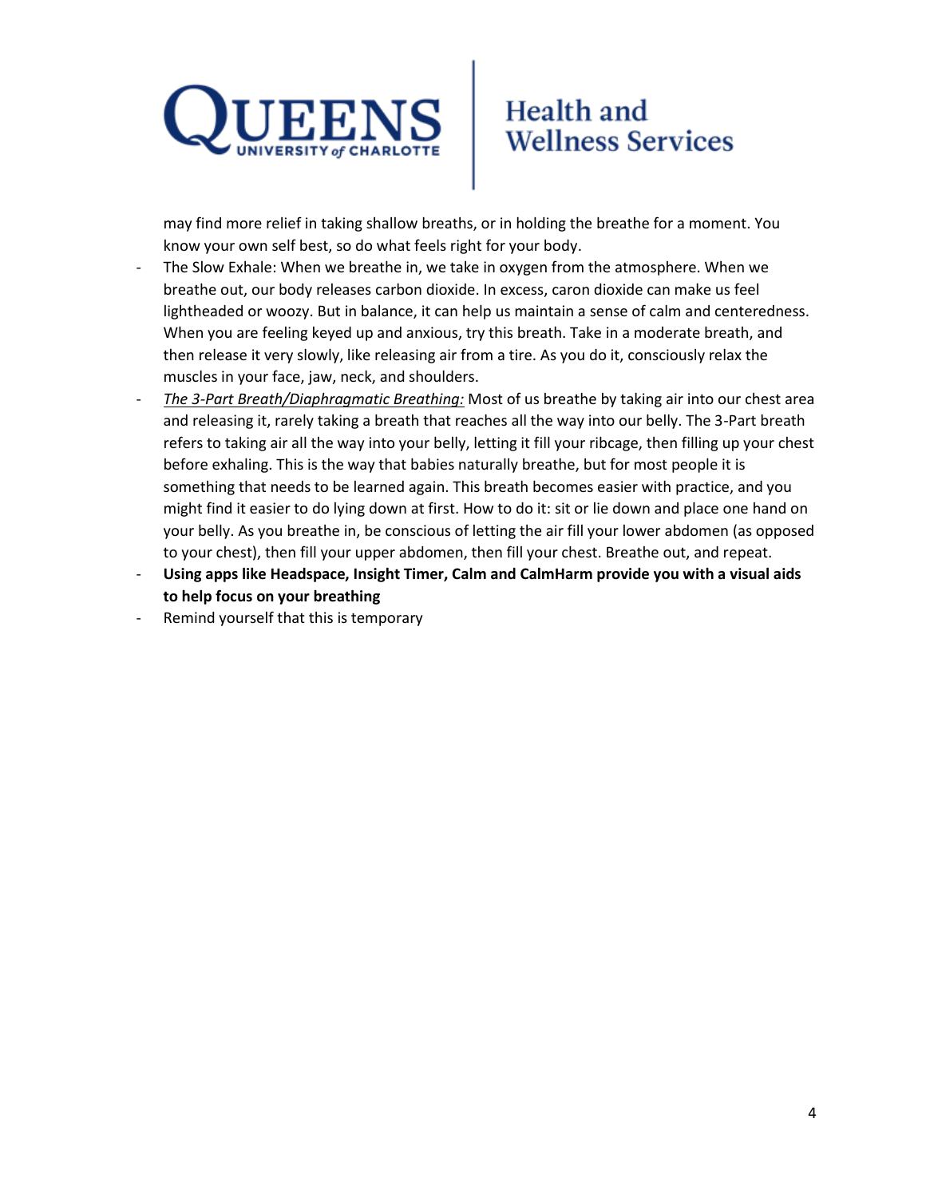may find more relief in taking shallow breaths, or in holding the breathe for a moment. You know your own self best, so do what feels right for your body.

- The Slow Exhale: When we breathe in, we take in oxygen from the atmosphere. When we breathe out, our body releases carbon dioxide. In excess, caron dioxide can make us feel lightheaded or woozy. But in balance, it can help us maintain a sense of calm and centeredness. When you are feeling keyed up and anxious, try this breath. Take in a moderate breath, and then release it very slowly, like releasing air from a tire. As you do it, consciously relax the muscles in your face, jaw, neck, and shoulders.
- *The 3-Part Breath/Diaphragmatic Breathing:* Most of us breathe by taking air into our chest area and releasing it, rarely taking a breath that reaches all the way into our belly. The 3-Part breath refers to taking air all the way into your belly, letting it fill your ribcage, then filling up your chest before exhaling. This is the way that babies naturally breathe, but for most people it is something that needs to be learned again. This breath becomes easier with practice, and you might find it easier to do lying down at first. How to do it: sit or lie down and place one hand on your belly. As you breathe in, be conscious of letting the air fill your lower abdomen (as opposed to your chest), then fill your upper abdomen, then fill your chest. Breathe out, and repeat.
- **Using apps like Headspace, Insight Timer, Calm and CalmHarm provide you with a visual aids to help focus on your breathing**
- Remind yourself that this is temporary